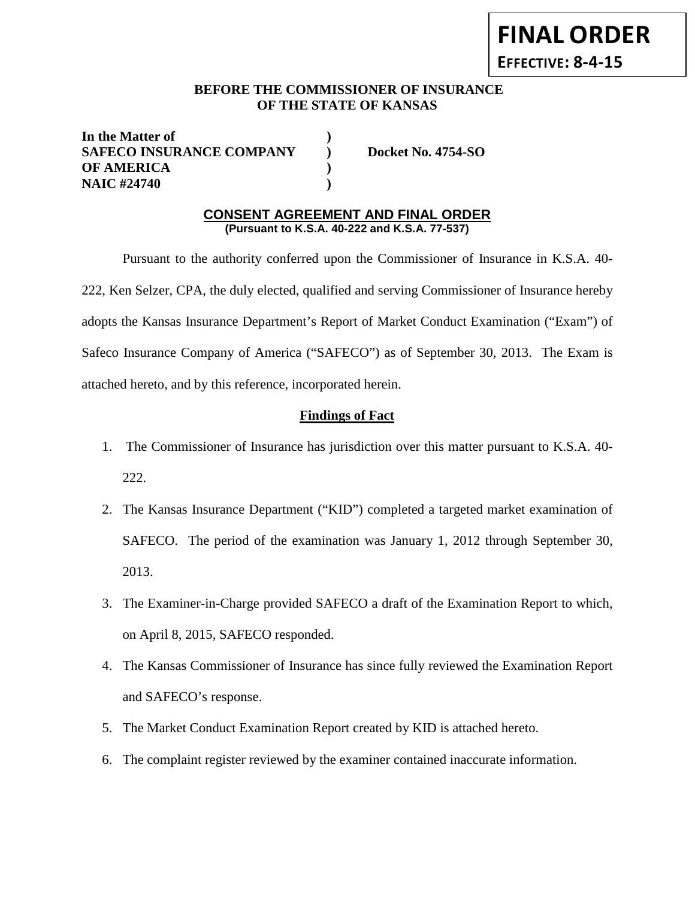**FINAL ORDER**

**EFFECTIVE: 8-4-15**

**BEFORE THE COMMISSIONER OF INSURANCE**
**OF THE STATE OF KANSAS**

| | | |
|---|---|---|
| **In the Matter of** | **)** | |
| **SAFECO INSURANCE COMPANY** | **)** | **Docket No. 4754-SO** |
| **OF AMERICA** | **)** | |
| **NAIC #24740** | **)** | |

## CONSENT AGREEMENT AND FINAL ORDER

**(Pursuant to K.S.A. 40-222 and K.S.A. 77-537)**

Pursuant to the authority conferred upon the Commissioner of Insurance in K.S.A. 40-222, Ken Selzer, CPA, the duly elected, qualified and serving Commissioner of Insurance hereby adopts the Kansas Insurance Department's Report of Market Conduct Examination ("Exam") of Safeco Insurance Company of America ("SAFECO") as of September 30, 2013. The Exam is attached hereto, and by this reference, incorporated herein.

### Findings of Fact

1. The Commissioner of Insurance has jurisdiction over this matter pursuant to K.S.A. 40-222.
2. The Kansas Insurance Department ("KID") completed a targeted market examination of SAFECO. The period of the examination was January 1, 2012 through September 30, 2013.
3. The Examiner-in-Charge provided SAFECO a draft of the Examination Report to which, on April 8, 2015, SAFECO responded.
4. The Kansas Commissioner of Insurance has since fully reviewed the Examination Report and SAFECO's response.
5. The Market Conduct Examination Report created by KID is attached hereto.
6. The complaint register reviewed by the examiner contained inaccurate information.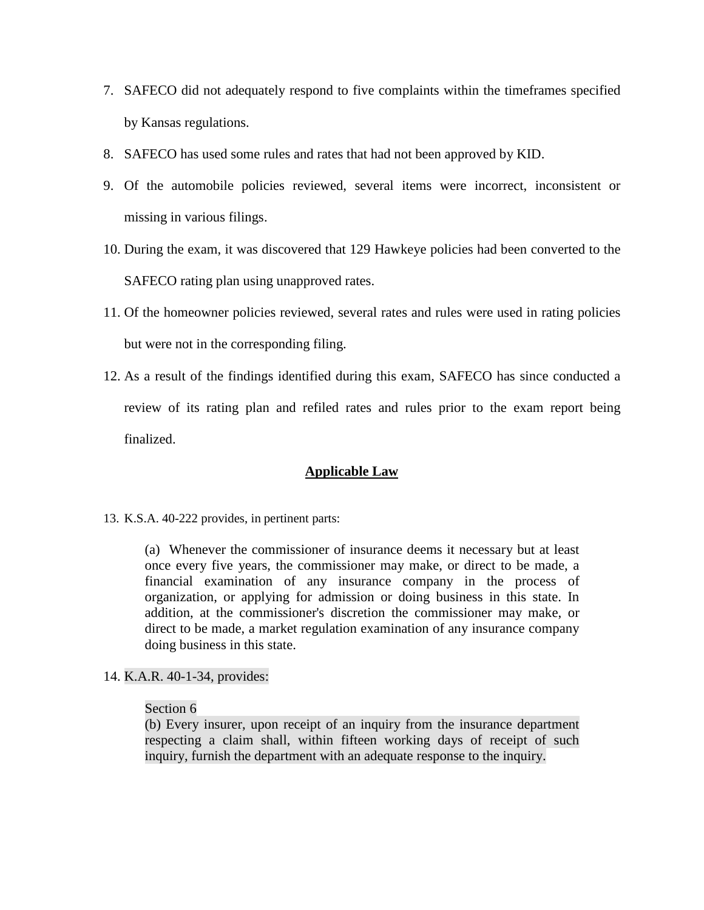7. SAFECO did not adequately respond to five complaints within the timeframes specified by Kansas regulations.
8. SAFECO has used some rules and rates that had not been approved by KID.
9. Of the automobile policies reviewed, several items were incorrect, inconsistent or missing in various filings.
10. During the exam, it was discovered that 129 Hawkeye policies had been converted to the SAFECO rating plan using unapproved rates.
11. Of the homeowner policies reviewed, several rates and rules were used in rating policies but were not in the corresponding filing.
12. As a result of the findings identified during this exam, SAFECO has since conducted a review of its rating plan and refiled rates and rules prior to the exam report being finalized.

## Applicable Law

13. K.S.A. 40-222 provides, in pertinent parts:

> (a) Whenever the commissioner of insurance deems it necessary but at least once every five years, the commissioner may make, or direct to be made, a financial examination of any insurance company in the process of organization, or applying for admission or doing business in this state. In addition, at the commissioner's discretion the commissioner may make, or direct to be made, a market regulation examination of any insurance company doing business in this state.

14. K.A.R. 40-1-34, provides:

> Section 6
> (b) Every insurer, upon receipt of an inquiry from the insurance department respecting a claim shall, within fifteen working days of receipt of such inquiry, furnish the department with an adequate response to the inquiry.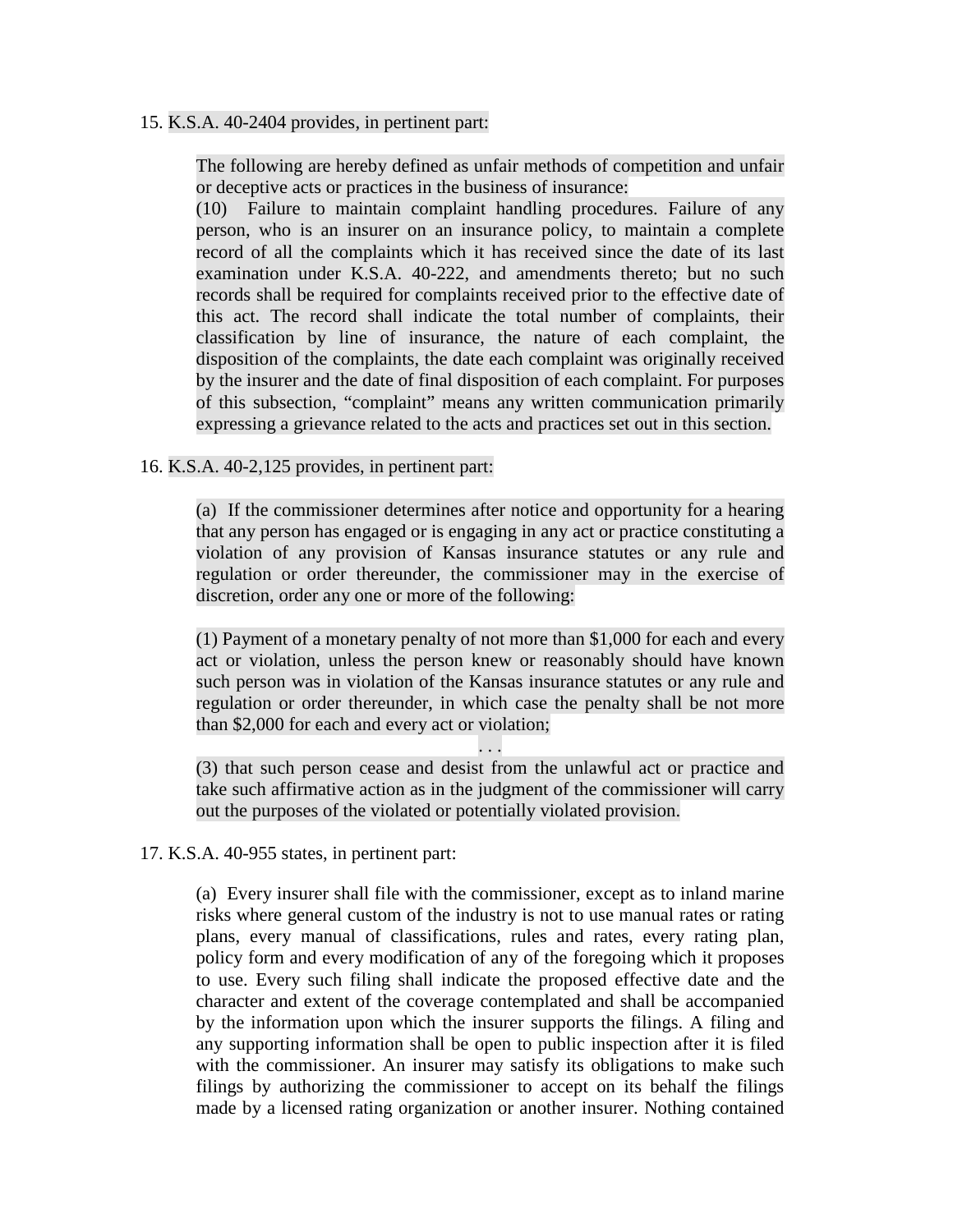15. K.S.A. 40-2404 provides, in pertinent part:

> The following are hereby defined as unfair methods of competition and unfair or deceptive acts or practices in the business of insurance:
>
> (10) Failure to maintain complaint handling procedures. Failure of any person, who is an insurer on an insurance policy, to maintain a complete record of all the complaints which it has received since the date of its last examination under K.S.A. 40-222, and amendments thereto; but no such records shall be required for complaints received prior to the effective date of this act. The record shall indicate the total number of complaints, their classification by line of insurance, the nature of each complaint, the disposition of the complaints, the date each complaint was originally received by the insurer and the date of final disposition of each complaint. For purposes of this subsection, "complaint" means any written communication primarily expressing a grievance related to the acts and practices set out in this section.

16. K.S.A. 40-2,125 provides, in pertinent part:

> (a) If the commissioner determines after notice and opportunity for a hearing that any person has engaged or is engaging in any act or practice constituting a violation of any provision of Kansas insurance statutes or any rule and regulation or order thereunder, the commissioner may in the exercise of discretion, order any one or more of the following:
>
> (1) Payment of a monetary penalty of not more than $1,000 for each and every act or violation, unless the person knew or reasonably should have known such person was in violation of the Kansas insurance statutes or any rule and regulation or order thereunder, in which case the penalty shall be not more than $2,000 for each and every act or violation;
>
> . . .
>
> (3) that such person cease and desist from the unlawful act or practice and take such affirmative action as in the judgment of the commissioner will carry out the purposes of the violated or potentially violated provision.

17. K.S.A. 40-955 states, in pertinent part:

> (a) Every insurer shall file with the commissioner, except as to inland marine risks where general custom of the industry is not to use manual rates or rating plans, every manual of classifications, rules and rates, every rating plan, policy form and every modification of any of the foregoing which it proposes to use. Every such filing shall indicate the proposed effective date and the character and extent of the coverage contemplated and shall be accompanied by the information upon which the insurer supports the filings. A filing and any supporting information shall be open to public inspection after it is filed with the commissioner. An insurer may satisfy its obligations to make such filings by authorizing the commissioner to accept on its behalf the filings made by a licensed rating organization or another insurer. Nothing contained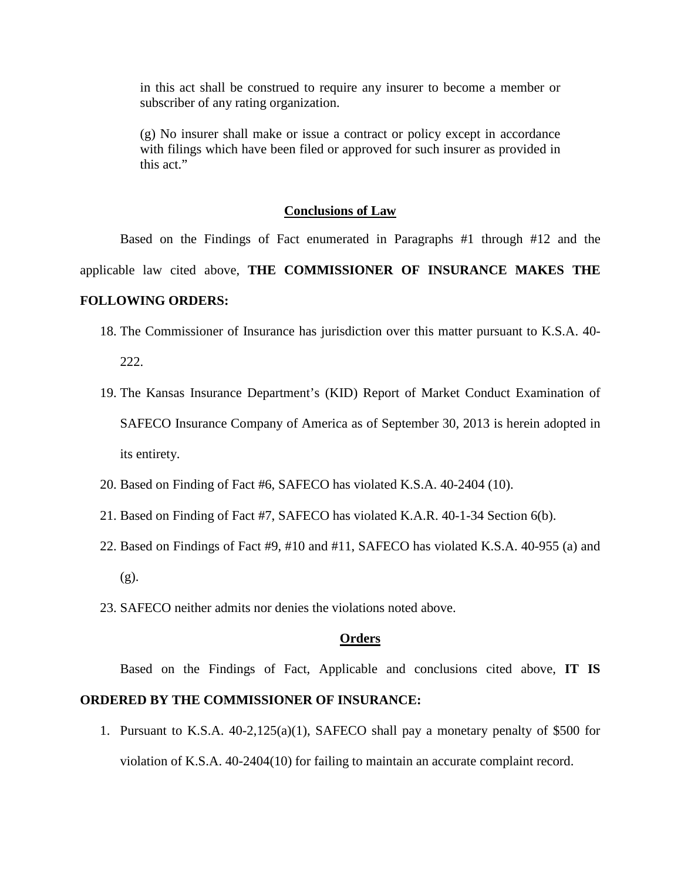in this act shall be construed to require any insurer to become a member or subscriber of any rating organization.

(g) No insurer shall make or issue a contract or policy except in accordance with filings which have been filed or approved for such insurer as provided in this act."

## Conclusions of Law

Based on the Findings of Fact enumerated in Paragraphs #1 through #12 and the applicable law cited above, **THE COMMISSIONER OF INSURANCE MAKES THE FOLLOWING ORDERS:**

18. The Commissioner of Insurance has jurisdiction over this matter pursuant to K.S.A. 40-222.
19. The Kansas Insurance Department's (KID) Report of Market Conduct Examination of SAFECO Insurance Company of America as of September 30, 2013 is herein adopted in its entirety.
20. Based on Finding of Fact #6, SAFECO has violated K.S.A. 40-2404 (10).
21. Based on Finding of Fact #7, SAFECO has violated K.A.R. 40-1-34 Section 6(b).
22. Based on Findings of Fact #9, #10 and #11, SAFECO has violated K.S.A. 40-955 (a) and (g).
23. SAFECO neither admits nor denies the violations noted above.

## Orders

Based on the Findings of Fact, Applicable and conclusions cited above, **IT IS ORDERED BY THE COMMISSIONER OF INSURANCE:**

1. Pursuant to K.S.A. 40-2,125(a)(1), SAFECO shall pay a monetary penalty of $500 for violation of K.S.A. 40-2404(10) for failing to maintain an accurate complaint record.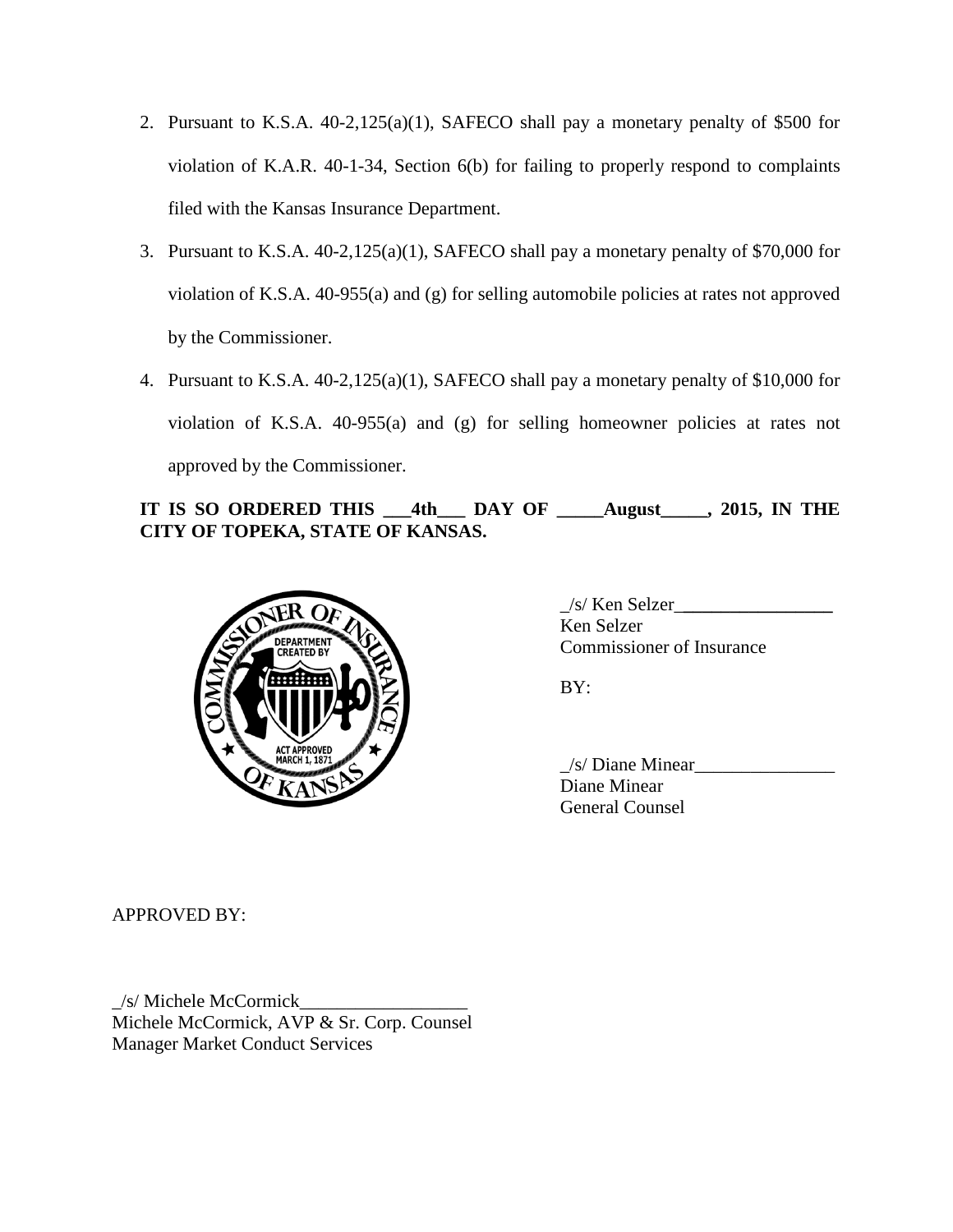2. Pursuant to K.S.A. 40-2,125(a)(1), SAFECO shall pay a monetary penalty of $500 for violation of K.A.R. 40-1-34, Section 6(b) for failing to properly respond to complaints filed with the Kansas Insurance Department.

3. Pursuant to K.S.A. 40-2,125(a)(1), SAFECO shall pay a monetary penalty of $70,000 for violation of K.S.A. 40-955(a) and (g) for selling automobile policies at rates not approved by the Commissioner.

4. Pursuant to K.S.A. 40-2,125(a)(1), SAFECO shall pay a monetary penalty of $10,000 for violation of K.S.A. 40-955(a) and (g) for selling homeowner policies at rates not approved by the Commissioner.

**IT IS SO ORDERED THIS ___4th___ DAY OF _____August_____, 2015, IN THE CITY OF TOPEKA, STATE OF KANSAS.**

_/s/ Ken Selzer_________________
Ken Selzer
Commissioner of Insurance

BY:

_/s/ Diane Minear_______________
Diane Minear
General Counsel

APPROVED BY:

_/s/ Michele McCormick__________________
Michele McCormick, AVP & Sr. Corp. Counsel
Manager Market Conduct Services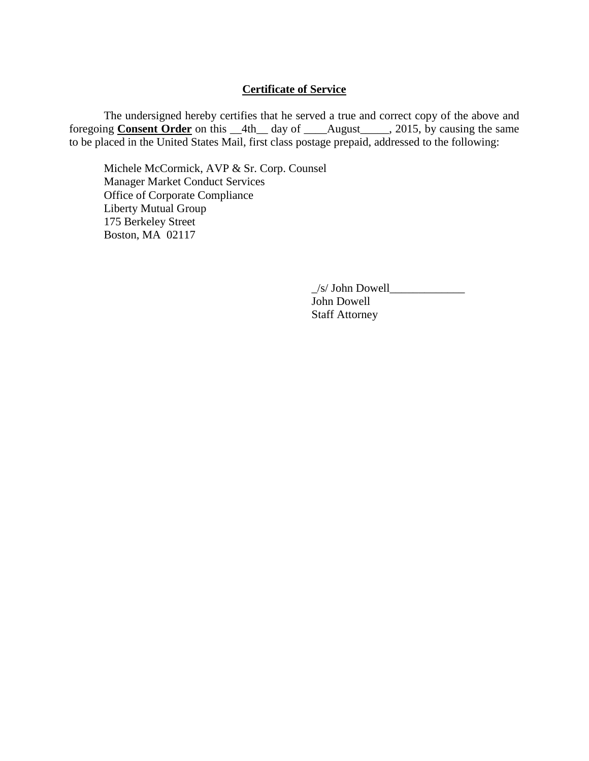**<u>Certificate of Service</u>**

The undersigned hereby certifies that he served a true and correct copy of the above and foregoing **<u>Consent Order</u>** on this __4th__ day of ____August_____, 2015, by causing the same to be placed in the United States Mail, first class postage prepaid, addressed to the following:

Michele McCormick, AVP & Sr. Corp. Counsel
Manager Market Conduct Services
Office of Corporate Compliance
Liberty Mutual Group
175 Berkeley Street
Boston, MA 02117

_/s/ John Dowell_____________
John Dowell
Staff Attorney